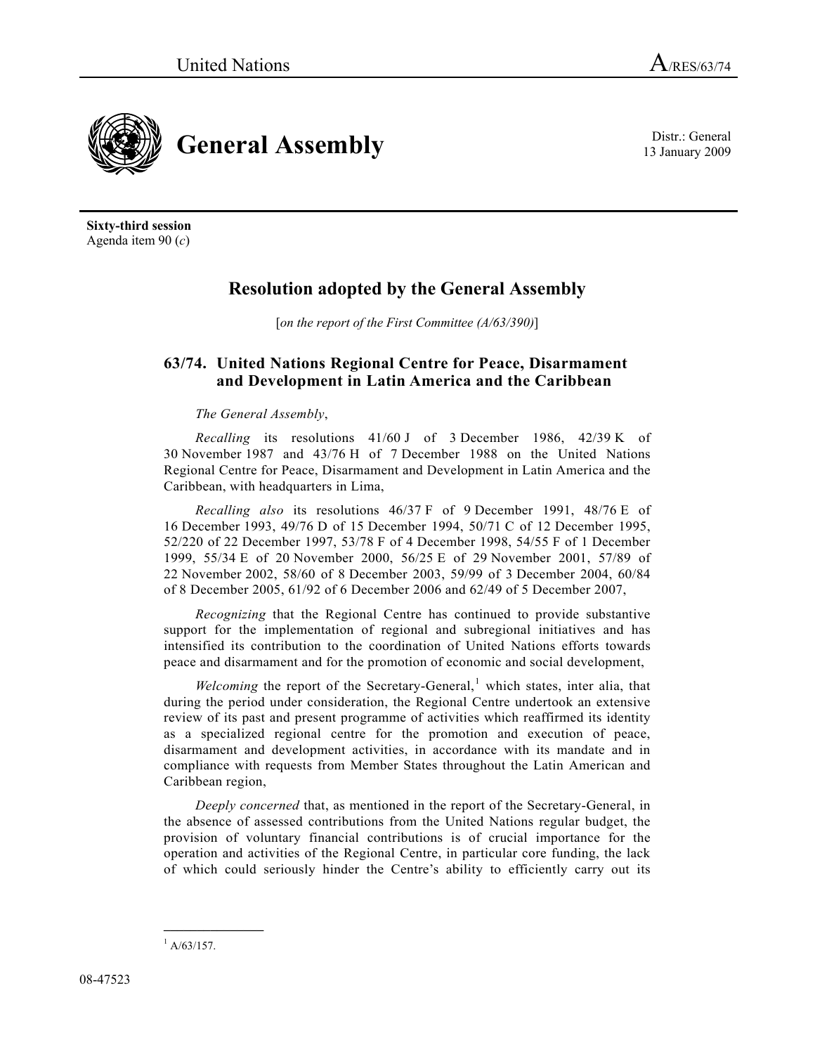United Nations A/RES/63/74

# General Assembly

Distr.: General
13 January 2009

**Sixty-third session**
Agenda item 90 (*c*)

## Resolution adopted by the General Assembly

[*on the report of the First Committee (A/63/390)*]

### 63/74. United Nations Regional Centre for Peace, Disarmament and Development in Latin America and the Caribbean

*The General Assembly*,

*Recalling* its resolutions 41/60 J of 3 December 1986, 42/39 K of 30 November 1987 and 43/76 H of 7 December 1988 on the United Nations Regional Centre for Peace, Disarmament and Development in Latin America and the Caribbean, with headquarters in Lima,

*Recalling also* its resolutions 46/37 F of 9 December 1991, 48/76 E of 16 December 1993, 49/76 D of 15 December 1994, 50/71 C of 12 December 1995, 52/220 of 22 December 1997, 53/78 F of 4 December 1998, 54/55 F of 1 December 1999, 55/34 E of 20 November 2000, 56/25 E of 29 November 2001, 57/89 of 22 November 2002, 58/60 of 8 December 2003, 59/99 of 3 December 2004, 60/84 of 8 December 2005, 61/92 of 6 December 2006 and 62/49 of 5 December 2007,

*Recognizing* that the Regional Centre has continued to provide substantive support for the implementation of regional and subregional initiatives and has intensified its contribution to the coordination of United Nations efforts towards peace and disarmament and for the promotion of economic and social development,

*Welcoming* the report of the Secretary-General,[1] which states, inter alia, that during the period under consideration, the Regional Centre undertook an extensive review of its past and present programme of activities which reaffirmed its identity as a specialized regional centre for the promotion and execution of peace, disarmament and development activities, in accordance with its mandate and in compliance with requests from Member States throughout the Latin American and Caribbean region,

*Deeply concerned* that, as mentioned in the report of the Secretary-General, in the absence of assessed contributions from the United Nations regular budget, the provision of voluntary financial contributions is of crucial importance for the operation and activities of the Regional Centre, in particular core funding, the lack of which could seriously hinder the Centre's ability to efficiently carry out its

[1] A/63/157.

08-47523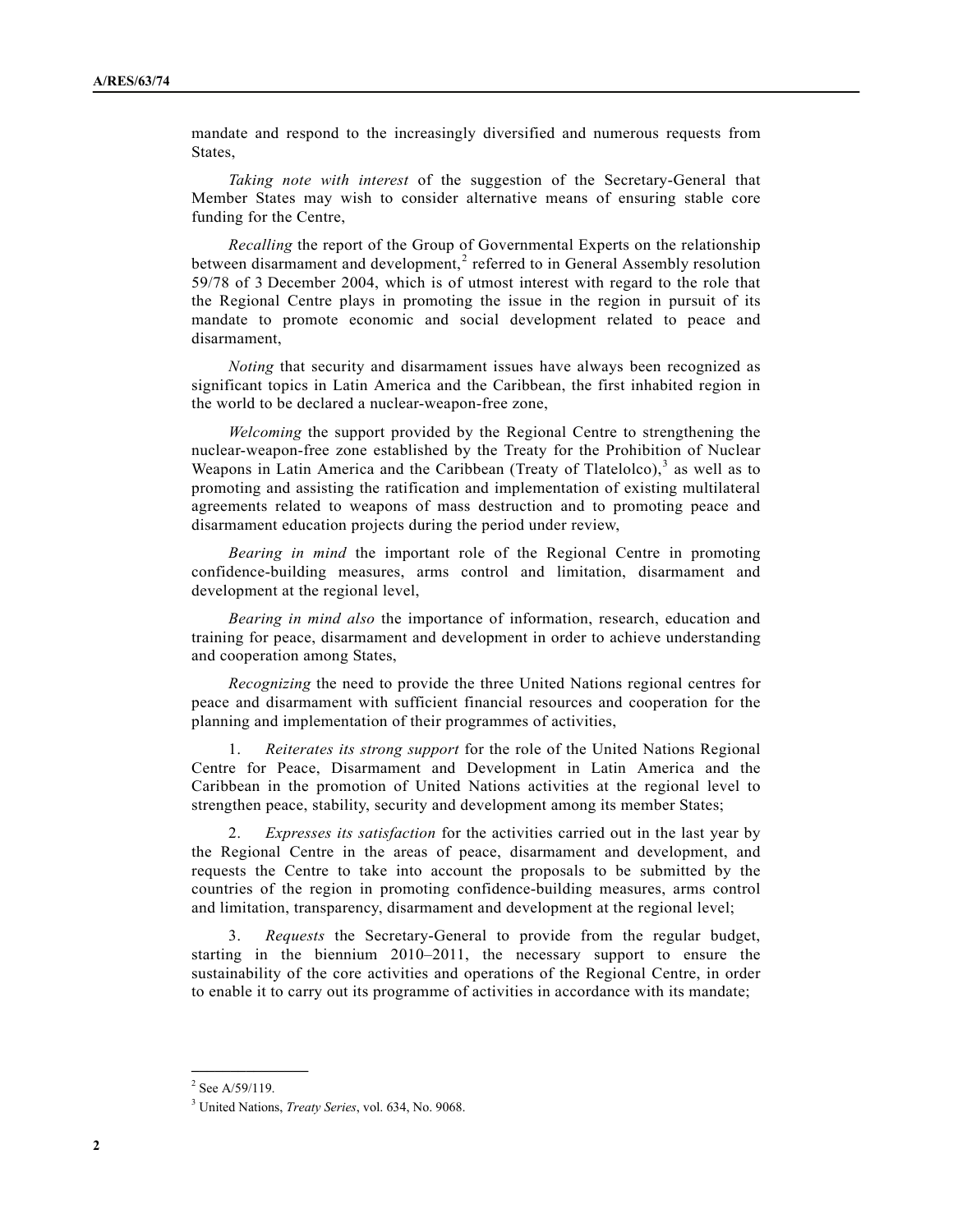mandate and respond to the increasingly diversified and numerous requests from States,

*Taking note with interest* of the suggestion of the Secretary-General that Member States may wish to consider alternative means of ensuring stable core funding for the Centre,

*Recalling* the report of the Group of Governmental Experts on the relationship between disarmament and development,[2] referred to in General Assembly resolution 59/78 of 3 December 2004, which is of utmost interest with regard to the role that the Regional Centre plays in promoting the issue in the region in pursuit of its mandate to promote economic and social development related to peace and disarmament,

*Noting* that security and disarmament issues have always been recognized as significant topics in Latin America and the Caribbean, the first inhabited region in the world to be declared a nuclear-weapon-free zone,

*Welcoming* the support provided by the Regional Centre to strengthening the nuclear-weapon-free zone established by the Treaty for the Prohibition of Nuclear Weapons in Latin America and the Caribbean (Treaty of Tlatelolco),[3] as well as to promoting and assisting the ratification and implementation of existing multilateral agreements related to weapons of mass destruction and to promoting peace and disarmament education projects during the period under review,

*Bearing in mind* the important role of the Regional Centre in promoting confidence-building measures, arms control and limitation, disarmament and development at the regional level,

*Bearing in mind also* the importance of information, research, education and training for peace, disarmament and development in order to achieve understanding and cooperation among States,

*Recognizing* the need to provide the three United Nations regional centres for peace and disarmament with sufficient financial resources and cooperation for the planning and implementation of their programmes of activities,

1. *Reiterates its strong support* for the role of the United Nations Regional Centre for Peace, Disarmament and Development in Latin America and the Caribbean in the promotion of United Nations activities at the regional level to strengthen peace, stability, security and development among its member States;

2. *Expresses its satisfaction* for the activities carried out in the last year by the Regional Centre in the areas of peace, disarmament and development, and requests the Centre to take into account the proposals to be submitted by the countries of the region in promoting confidence-building measures, arms control and limitation, transparency, disarmament and development at the regional level;

3. *Requests* the Secretary-General to provide from the regular budget, starting in the biennium 2010–2011, the necessary support to ensure the sustainability of the core activities and operations of the Regional Centre, in order to enable it to carry out its programme of activities in accordance with its mandate;

---

[2] See A/59/119.

[3] United Nations, *Treaty Series*, vol. 634, No. 9068.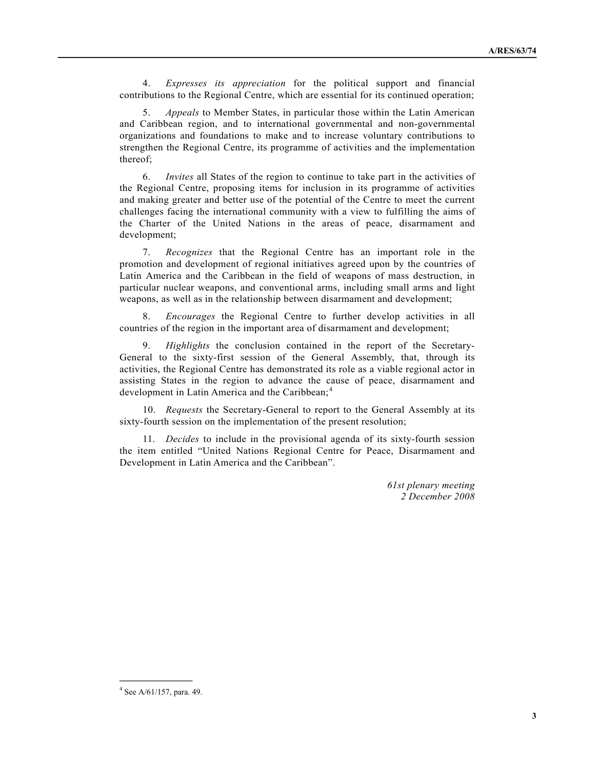4. *Expresses its appreciation* for the political support and financial contributions to the Regional Centre, which are essential for its continued operation;

5. *Appeals* to Member States, in particular those within the Latin American and Caribbean region, and to international governmental and non-governmental organizations and foundations to make and to increase voluntary contributions to strengthen the Regional Centre, its programme of activities and the implementation thereof;

6. *Invites* all States of the region to continue to take part in the activities of the Regional Centre, proposing items for inclusion in its programme of activities and making greater and better use of the potential of the Centre to meet the current challenges facing the international community with a view to fulfilling the aims of the Charter of the United Nations in the areas of peace, disarmament and development;

7. *Recognizes* that the Regional Centre has an important role in the promotion and development of regional initiatives agreed upon by the countries of Latin America and the Caribbean in the field of weapons of mass destruction, in particular nuclear weapons, and conventional arms, including small arms and light weapons, as well as in the relationship between disarmament and development;

8. *Encourages* the Regional Centre to further develop activities in all countries of the region in the important area of disarmament and development;

9. *Highlights* the conclusion contained in the report of the Secretary-General to the sixty-first session of the General Assembly, that, through its activities, the Regional Centre has demonstrated its role as a viable regional actor in assisting States in the region to advance the cause of peace, disarmament and development in Latin America and the Caribbean;[4]

10. *Requests* the Secretary-General to report to the General Assembly at its sixty-fourth session on the implementation of the present resolution;

11. *Decides* to include in the provisional agenda of its sixty-fourth session the item entitled "United Nations Regional Centre for Peace, Disarmament and Development in Latin America and the Caribbean".

*61st plenary meeting*
*2 December 2008*

---

[4] See A/61/157, para. 49.